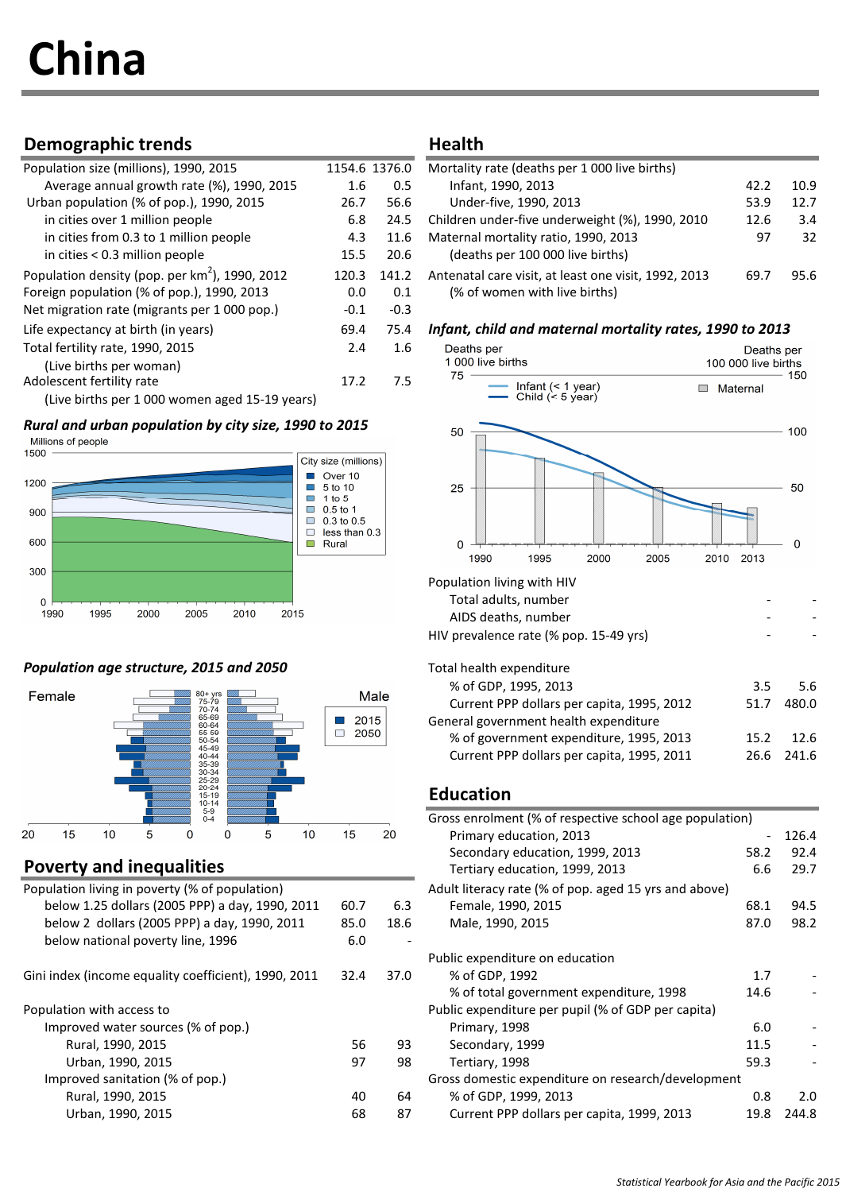# China

## Demographic trends

| | | |
|---|---|---|
| Population size (millions), 1990, 2015 | 1154.6 | 1376.0 |
| Average annual growth rate (%), 1990, 2015 | 1.6 | 0.5 |
| Urban population (% of pop.), 1990, 2015 | 26.7 | 56.6 |
| in cities over 1 million people | 6.8 | 24.5 |
| in cities from 0.3 to 1 million people | 4.3 | 11.6 |
| in cities < 0.3 million people | 15.5 | 20.6 |
| Population density (pop. per km$^2$), 1990, 2012 | 120.3 | 141.2 |
| Foreign population (% of pop.), 1990, 2013 | 0.0 | 0.1 |
| Net migration rate (migrants per 1 000 pop.) | -0.1 | -0.3 |
| Life expectancy at birth (in years) | 69.4 | 75.4 |
| Total fertility rate, 1990, 2015 (Live births per woman) | 2.4 | 1.6 |
| Adolescent fertility rate (Live births per 1 000 women aged 15-19 years) | 17.2 | 7.5 |

### *Rural and urban population by city size, 1990 to 2015*

### *Population age structure, 2015 and 2050*

## Poverty and inequalities

| | | |
|---|---|---|
| Population living in poverty (% of population) | | |
| below 1.25 dollars (2005 PPP) a day, 1990, 2011 | 60.7 | 6.3 |
| below 2 dollars (2005 PPP) a day, 1990, 2011 | 85.0 | 18.6 |
| below national poverty line, 1996 | 6.0 | - |
| Gini index (income equality coefficient), 1990, 2011 | 32.4 | 37.0 |
| Population with access to | | |
| Improved water sources (% of pop.) | | |
| Rural, 1990, 2015 | 56 | 93 |
| Urban, 1990, 2015 | 97 | 98 |
| Improved sanitation (% of pop.) | | |
| Rural, 1990, 2015 | 40 | 64 |
| Urban, 1990, 2015 | 68 | 87 |

## Health

| | | |
|---|---|---|
| Mortality rate (deaths per 1 000 live births) | | |
| Infant, 1990, 2013 | 42.2 | 10.9 |
| Under-five, 1990, 2013 | 53.9 | 12.7 |
| Children under-five underweight (%), 1990, 2010 | 12.6 | 3.4 |
| Maternal mortality ratio, 1990, 2013 (deaths per 100 000 live births) | 97 | 32 |
| Antenatal care visit, at least one visit, 1992, 2013 (% of women with live births) | 69.7 | 95.6 |

### *Infant, child and maternal mortality rates, 1990 to 2013*

| | | |
|---|---|---|
| Population living with HIV | | |
| Total adults, number | - | - |
| AIDS deaths, number | - | - |
| HIV prevalence rate (% pop. 15-49 yrs) | - | - |
| Total health expenditure | | |
| % of GDP, 1995, 2013 | 3.5 | 5.6 |
| Current PPP dollars per capita, 1995, 2012 | 51.7 | 480.0 |
| General government health expenditure | | |
| % of government expenditure, 1995, 2013 | 15.2 | 12.6 |
| Current PPP dollars per capita, 1995, 2011 | 26.6 | 241.6 |

## Education

| | | |
|---|---|---|
| Gross enrolment (% of respective school age population) | | |
| Primary education, 2013 | - | 126.4 |
| Secondary education, 1999, 2013 | 58.2 | 92.4 |
| Tertiary education, 1999, 2013 | 6.6 | 29.7 |
| Adult literacy rate (% of pop. aged 15 yrs and above) | | |
| Female, 1990, 2015 | 68.1 | 94.5 |
| Male, 1990, 2015 | 87.0 | 98.2 |
| Public expenditure on education | | |
| % of GDP, 1992 | 1.7 | - |
| % of total government expenditure, 1998 | 14.6 | - |
| Public expenditure per pupil (% of GDP per capita) | | |
| Primary, 1998 | 6.0 | - |
| Secondary, 1999 | 11.5 | - |
| Tertiary, 1998 | 59.3 | - |
| Gross domestic expenditure on research/development | | |
| % of GDP, 1999, 2013 | 0.8 | 2.0 |
| Current PPP dollars per capita, 1999, 2013 | 19.8 | 244.8 |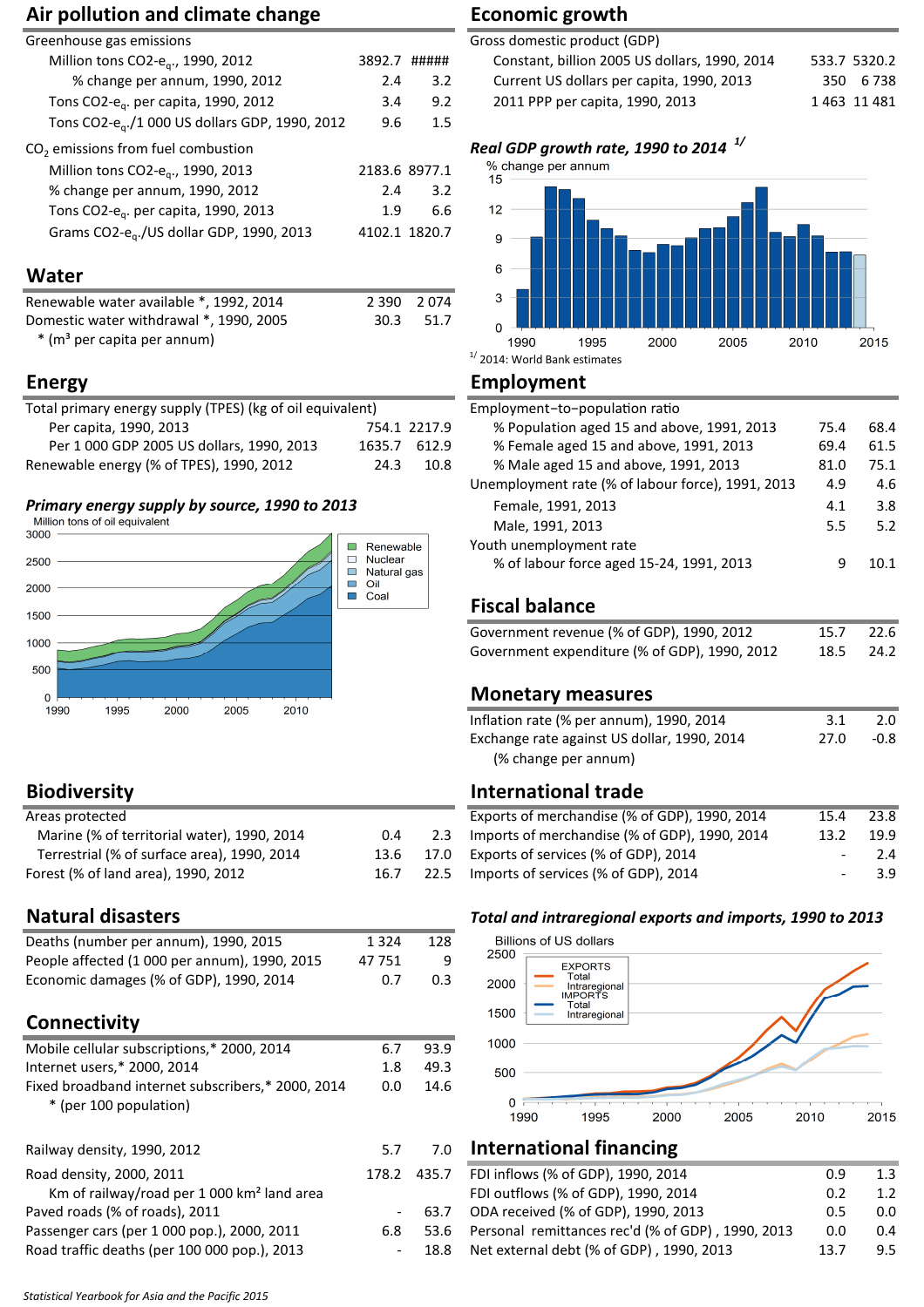## Air pollution and climate change

| | | |
|---|---|---|
| Greenhouse gas emissions | | |
| Million tons $CO_2$-$e_q$., 1990, 2012 | 3892.7 | ##### |
| % change per annum, 1990, 2012 | 2.4 | 3.2 |
| Tons $CO_2$-$e_q$. per capita, 1990, 2012 | 3.4 | 9.2 |
| Tons $CO_2$-$e_q$./1 000 US dollars GDP, 1990, 2012 | 9.6 | 1.5 |
| $CO_2$ emissions from fuel combustion | | |
| Million tons $CO_2$-$e_q$., 1990, 2013 | 2183.6 | 8977.1 |
| % change per annum, 1990, 2012 | 2.4 | 3.2 |
| Tons $CO_2$-$e_q$. per capita, 1990, 2013 | 1.9 | 6.6 |
| Grams $CO_2$-$e_q$./US dollar GDP, 1990, 2013 | 4102.1 | 1820.7 |

## Water

| | | |
|---|---|---|
| Renewable water available *, 1992, 2014 | 2 390 | 2 074 |
| Domestic water withdrawal *, 1990, 2005 | 30.3 | 51.7 |

* (m³ per capita per annum)

## Energy

| | | |
|---|---|---|
| Total primary energy supply (TPES) (kg of oil equivalent) | | |
| Per capita, 1990, 2013 | 754.1 | 2217.9 |
| Per 1 000 GDP 2005 US dollars, 1990, 2013 | 1635.7 | 612.9 |
| Renewable energy (% of TPES), 1990, 2012 | 24.3 | 10.8 |

*Primary energy supply by source, 1990 to 2013*

Million tons of oil equivalent

3000
2500
2000
1500
1000
500
0

1990 1995 2000 2005 2010

Renewable
Nuclear
Natural gas
Oil
Coal

## Biodiversity

| | | |
|---|---|---|
| Areas protected | | |
| Marine (% of territorial water), 1990, 2014 | 0.4 | 2.3 |
| Terrestrial (% of surface area), 1990, 2014 | 13.6 | 17.0 |
| Forest (% of land area), 1990, 2012 | 16.7 | 22.5 |

## Natural disasters

| | | |
|---|---|---|
| Deaths (number per annum), 1990, 2015 | 1 324 | 128 |
| People affected (1 000 per annum), 1990, 2015 | 47 751 | 9 |
| Economic damages (% of GDP), 1990, 2014 | 0.7 | 0.3 |

## Connectivity

| | | |
|---|---|---|
| Mobile cellular subscriptions,* 2000, 2014 | 6.7 | 93.9 |
| Internet users,* 2000, 2014 | 1.8 | 49.3 |
| Fixed broadband internet subscribers,* 2000, 2014 | 0.0 | 14.6 |

* (per 100 population)

| | | |
|---|---|---|
| Railway density, 1990, 2012 | 5.7 | 7.0 |
| Road density, 2000, 2011 | 178.2 | 435.7 |
| Km of railway/road per 1 000 km² land area | | |
| Paved roads (% of roads), 2011 | - | 63.7 |
| Passenger cars (per 1 000 pop.), 2000, 2011 | 6.8 | 53.6 |
| Road traffic deaths (per 100 000 pop.), 2013 | - | 18.8 |

## Economic growth

| | | |
|---|---|---|
| Gross domestic product (GDP) | | |
| Constant, billion 2005 US dollars, 1990, 2014 | 533.7 | 5320.2 |
| Current US dollars per capita, 1990, 2013 | 350 | 6 738 |
| 2011 PPP per capita, 1990, 2013 | 1 463 | 11 481 |

*Real GDP growth rate, 1990 to 2014* [1/]

% change per annum

15
12
9
6
3
0

1990 1995 2000 2005 2010 2015

[1/] 2014: World Bank estimates

## Employment

| | | |
|---|---|---|
| Employment−to−population ratio | | |
| % Population aged 15 and above, 1991, 2013 | 75.4 | 68.4 |
| % Female aged 15 and above, 1991, 2013 | 69.4 | 61.5 |
| % Male aged 15 and above, 1991, 2013 | 81.0 | 75.1 |
| Unemployment rate (% of labour force), 1991, 2013 | 4.9 | 4.6 |
| Female, 1991, 2013 | 4.1 | 3.8 |
| Male, 1991, 2013 | 5.5 | 5.2 |
| Youth unemployment rate | | |
| % of labour force aged 15-24, 1991, 2013 | 9 | 10.1 |

## Fiscal balance

| | | |
|---|---|---|
| Government revenue (% of GDP), 1990, 2012 | 15.7 | 22.6 |
| Government expenditure (% of GDP), 1990, 2012 | 18.5 | 24.2 |

## Monetary measures

| | | |
|---|---|---|
| Inflation rate (% per annum), 1990, 2014 | 3.1 | 2.0 |
| Exchange rate against US dollar, 1990, 2014 | 27.0 | -0.8 |
| (% change per annum) | | |

## International trade

| | | |
|---|---|---|
| Exports of merchandise (% of GDP), 1990, 2014 | 15.4 | 23.8 |
| Imports of merchandise (% of GDP), 1990, 2014 | 13.2 | 19.9 |
| Exports of services (% of GDP), 2014 | - | 2.4 |
| Imports of services (% of GDP), 2014 | - | 3.9 |

*Total and intraregional exports and imports, 1990 to 2013*

Billions of US dollars

2500
2000
1500
1000
500
0

1990 1995 2000 2005 2010 2015

EXPORTS
Total
Intraregional
IMPORTS
Total
Intraregional

## International financing

| | | |
|---|---|---|
| FDI inflows (% of GDP), 1990, 2014 | 0.9 | 1.3 |
| FDI outflows (% of GDP), 1990, 2014 | 0.2 | 1.2 |
| ODA received (% of GDP), 1990, 2013 | 0.5 | 0.0 |
| Personal remittances rec'd (% of GDP) , 1990, 2013 | 0.0 | 0.4 |
| Net external debt (% of GDP) , 1990, 2013 | 13.7 | 9.5 |